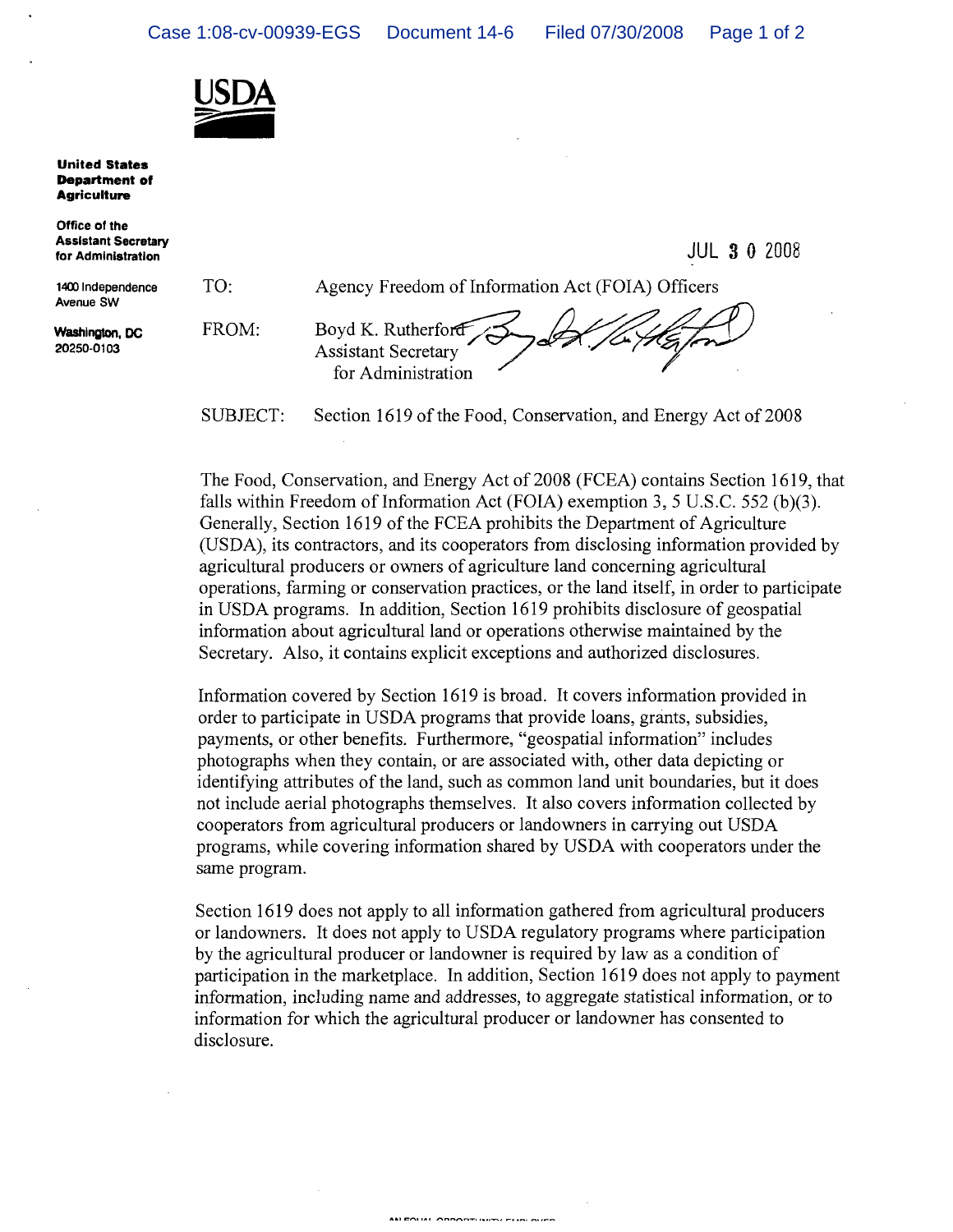**USDA**

**United States Department of Agriculture**

**Office of the Assistant Secretary for Administration**

1400 Independence Avenue SW

Washington, DC 20250-0103

JUL 3 0 2008

TO: Agency Freedom of Information Act (FOIA) Officers

FROM: Boyd K. Rutherford
Assistant Secretary
for Administration

SUBJECT: Section 1619 of the Food, Conservation, and Energy Act of 2008

The Food, Conservation, and Energy Act of 2008 (FCEA) contains Section 1619, that falls within Freedom of Information Act (FOIA) exemption 3, 5 U.S.C. 552 (b)(3). Generally, Section 1619 of the FCEA prohibits the Department of Agriculture (USDA), its contractors, and its cooperators from disclosing information provided by agricultural producers or owners of agriculture land concerning agricultural operations, farming or conservation practices, or the land itself, in order to participate in USDA programs. In addition, Section 1619 prohibits disclosure of geospatial information about agricultural land or operations otherwise maintained by the Secretary. Also, it contains explicit exceptions and authorized disclosures.

Information covered by Section 1619 is broad. It covers information provided in order to participate in USDA programs that provide loans, grants, subsidies, payments, or other benefits. Furthermore, "geospatial information" includes photographs when they contain, or are associated with, other data depicting or identifying attributes of the land, such as common land unit boundaries, but it does not include aerial photographs themselves. It also covers information collected by cooperators from agricultural producers or landowners in carrying out USDA programs, while covering information shared by USDA with cooperators under the same program.

Section 1619 does not apply to all information gathered from agricultural producers or landowners. It does not apply to USDA regulatory programs where participation by the agricultural producer or landowner is required by law as a condition of participation in the marketplace. In addition, Section 1619 does not apply to payment information, including name and addresses, to aggregate statistical information, or to information for which the agricultural producer or landowner has consented to disclosure.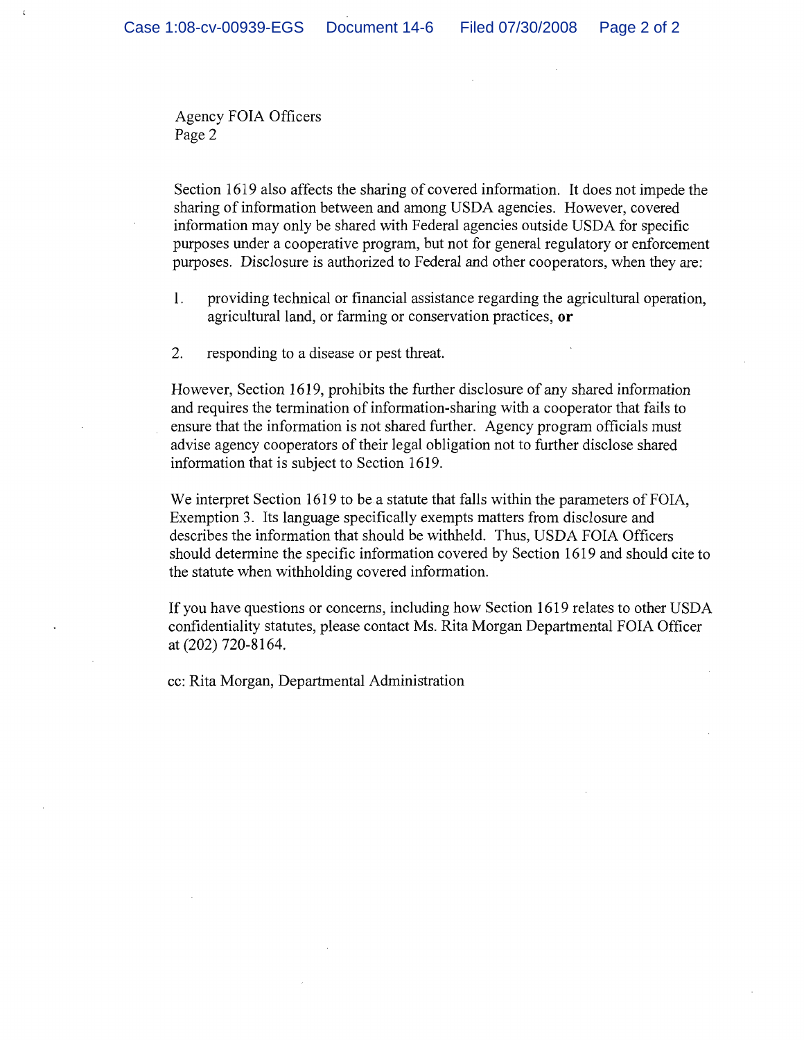Agency FOIA Officers
Page 2

Section 1619 also affects the sharing of covered information. It does not impede the sharing of information between and among USDA agencies. However, covered information may only be shared with Federal agencies outside USDA for specific purposes under a cooperative program, but not for general regulatory or enforcement purposes. Disclosure is authorized to Federal and other cooperators, when they are:

1. providing technical or financial assistance regarding the agricultural operation, agricultural land, or farming or conservation practices, **or**

2. responding to a disease or pest threat.

However, Section 1619, prohibits the further disclosure of any shared information and requires the termination of information-sharing with a cooperator that fails to ensure that the information is not shared further. Agency program officials must advise agency cooperators of their legal obligation not to further disclose shared information that is subject to Section 1619.

We interpret Section 1619 to be a statute that falls within the parameters of FOIA, Exemption 3. Its language specifically exempts matters from disclosure and describes the information that should be withheld. Thus, USDA FOIA Officers should determine the specific information covered by Section 1619 and should cite to the statute when withholding covered information.

If you have questions or concerns, including how Section 1619 relates to other USDA confidentiality statutes, please contact Ms. Rita Morgan Departmental FOIA Officer at (202) 720-8164.

cc: Rita Morgan, Departmental Administration